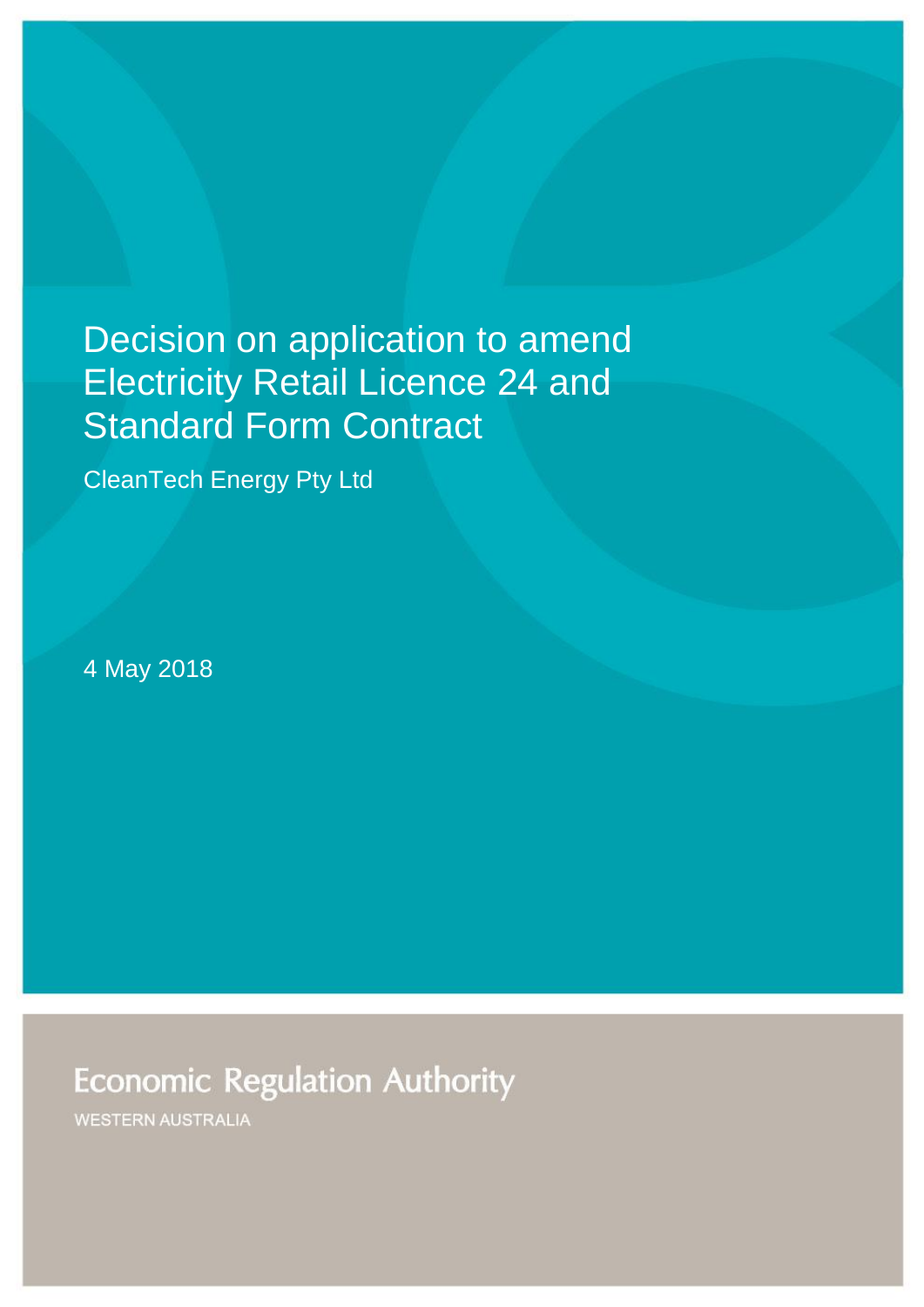# Decision on application to amend Electricity Retail Licence 24 and Standard Form Contract

CleanTech Energy Pty Ltd

4 May 2018

Economic Regulation Authority

WESTERN AUSTRALIA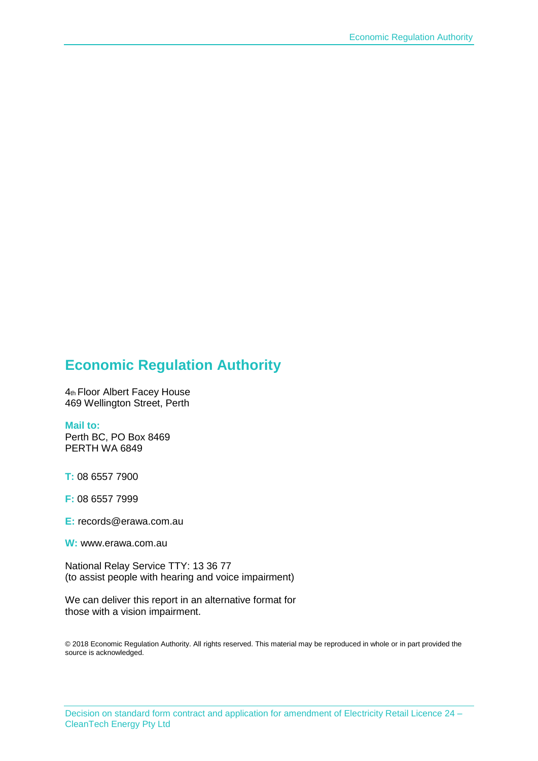## Economic Regulation Authority

4th Floor Albert Facey House
469 Wellington Street, Perth

**Mail to:**
Perth BC, PO Box 8469
PERTH WA 6849

**T:** 08 6557 7900

**F:** 08 6557 7999

**E:** records@erawa.com.au

**W:** www.erawa.com.au

National Relay Service TTY: 13 36 77
(to assist people with hearing and voice impairment)

We can deliver this report in an alternative format for those with a vision impairment.

© 2018 Economic Regulation Authority. All rights reserved. This material may be reproduced in whole or in part provided the source is acknowledged.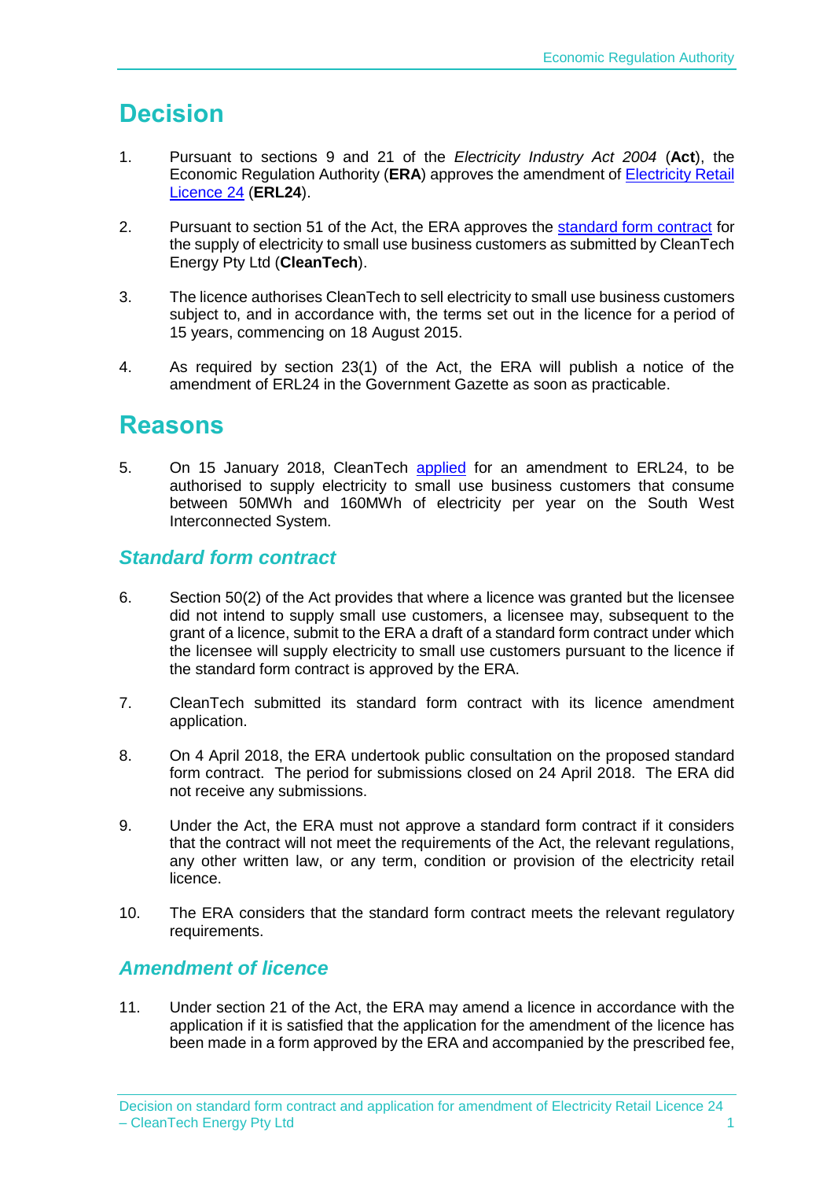# Decision

1. Pursuant to sections 9 and 21 of the *Electricity Industry Act 2004* (**Act**), the Economic Regulation Authority (**ERA**) approves the amendment of Electricity Retail Licence 24 (**ERL24**).

2. Pursuant to section 51 of the Act, the ERA approves the standard form contract for the supply of electricity to small use business customers as submitted by CleanTech Energy Pty Ltd (**CleanTech**).

3. The licence authorises CleanTech to sell electricity to small use business customers subject to, and in accordance with, the terms set out in the licence for a period of 15 years, commencing on 18 August 2015.

4. As required by section 23(1) of the Act, the ERA will publish a notice of the amendment of ERL24 in the Government Gazette as soon as practicable.

# Reasons

5. On 15 January 2018, CleanTech applied for an amendment to ERL24, to be authorised to supply electricity to small use business customers that consume between 50MWh and 160MWh of electricity per year on the South West Interconnected System.

## *Standard form contract*

6. Section 50(2) of the Act provides that where a licence was granted but the licensee did not intend to supply small use customers, a licensee may, subsequent to the grant of a licence, submit to the ERA a draft of a standard form contract under which the licensee will supply electricity to small use customers pursuant to the licence if the standard form contract is approved by the ERA.

7. CleanTech submitted its standard form contract with its licence amendment application.

8. On 4 April 2018, the ERA undertook public consultation on the proposed standard form contract. The period for submissions closed on 24 April 2018. The ERA did not receive any submissions.

9. Under the Act, the ERA must not approve a standard form contract if it considers that the contract will not meet the requirements of the Act, the relevant regulations, any other written law, or any term, condition or provision of the electricity retail licence.

10. The ERA considers that the standard form contract meets the relevant regulatory requirements.

## *Amendment of licence*

11. Under section 21 of the Act, the ERA may amend a licence in accordance with the application if it is satisfied that the application for the amendment of the licence has been made in a form approved by the ERA and accompanied by the prescribed fee,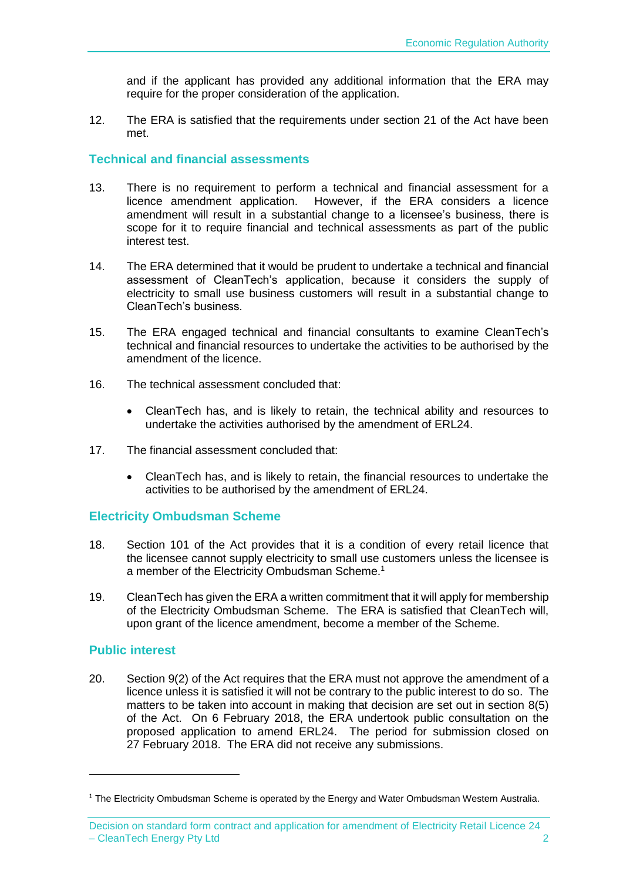and if the applicant has provided any additional information that the ERA may require for the proper consideration of the application.

12. The ERA is satisfied that the requirements under section 21 of the Act have been met.

## Technical and financial assessments

13. There is no requirement to perform a technical and financial assessment for a licence amendment application. However, if the ERA considers a licence amendment will result in a substantial change to a licensee's business, there is scope for it to require financial and technical assessments as part of the public interest test.

14. The ERA determined that it would be prudent to undertake a technical and financial assessment of CleanTech's application, because it considers the supply of electricity to small use business customers will result in a substantial change to CleanTech's business.

15. The ERA engaged technical and financial consultants to examine CleanTech's technical and financial resources to undertake the activities to be authorised by the amendment of the licence.

16. The technical assessment concluded that:

    - CleanTech has, and is likely to retain, the technical ability and resources to undertake the activities authorised by the amendment of ERL24.

17. The financial assessment concluded that:

    - CleanTech has, and is likely to retain, the financial resources to undertake the activities to be authorised by the amendment of ERL24.

## Electricity Ombudsman Scheme

18. Section 101 of the Act provides that it is a condition of every retail licence that the licensee cannot supply electricity to small use customers unless the licensee is a member of the Electricity Ombudsman Scheme.[1]

19. CleanTech has given the ERA a written commitment that it will apply for membership of the Electricity Ombudsman Scheme. The ERA is satisfied that CleanTech will, upon grant of the licence amendment, become a member of the Scheme.

## Public interest

20. Section 9(2) of the Act requires that the ERA must not approve the amendment of a licence unless it is satisfied it will not be contrary to the public interest to do so. The matters to be taken into account in making that decision are set out in section 8(5) of the Act. On 6 February 2018, the ERA undertook public consultation on the proposed application to amend ERL24. The period for submission closed on 27 February 2018. The ERA did not receive any submissions.

---

[1] The Electricity Ombudsman Scheme is operated by the Energy and Water Ombudsman Western Australia.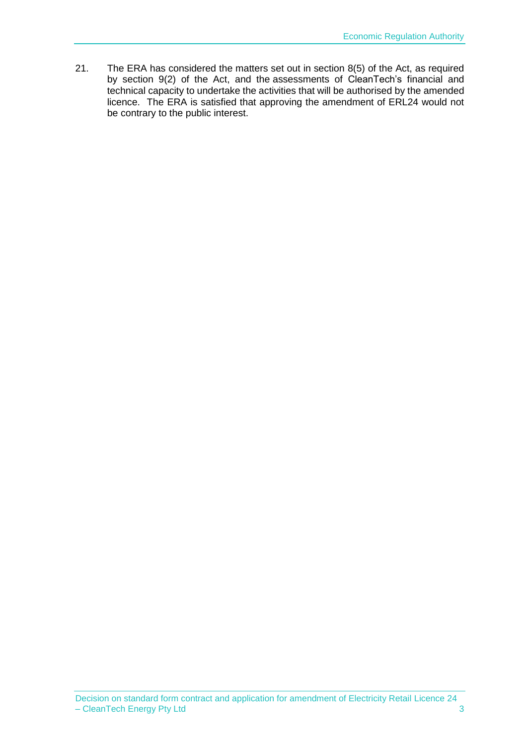21. The ERA has considered the matters set out in section 8(5) of the Act, as required by section 9(2) of the Act, and the assessments of CleanTech's financial and technical capacity to undertake the activities that will be authorised by the amended licence. The ERA is satisfied that approving the amendment of ERL24 would not be contrary to the public interest.